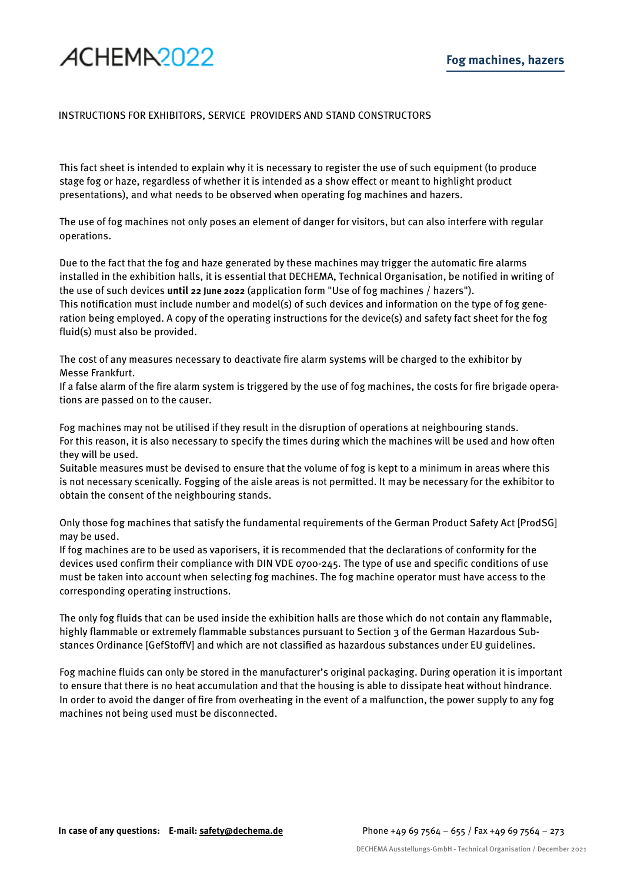# Fog machines, hazers

INSTRUCTIONS FOR EXHIBITORS, SERVICE PROVIDERS AND STAND CONSTRUCTORS

This fact sheet is intended to explain why it is necessary to register the use of such equipment (to produce stage fog or haze, regardless of whether it is intended as a show effect or meant to highlight product presentations), and what needs to be observed when operating fog machines and hazers.

The use of fog machines not only poses an element of danger for visitors, but can also interfere with regular operations.

Due to the fact that the fog and haze generated by these machines may trigger the automatic fire alarms installed in the exhibition halls, it is essential that DECHEMA, Technical Organisation, be notified in writing of the use of such devices **until 22 June 2022** (application form "Use of fog machines / hazers").
This notification must include number and model(s) of such devices and information on the type of fog generation being employed. A copy of the operating instructions for the device(s) and safety fact sheet for the fog fluid(s) must also be provided.

The cost of any measures necessary to deactivate fire alarm systems will be charged to the exhibitor by Messe Frankfurt.
If a false alarm of the fire alarm system is triggered by the use of fog machines, the costs for fire brigade operations are passed on to the causer.

Fog machines may not be utilised if they result in the disruption of operations at neighbouring stands.
For this reason, it is also necessary to specify the times during which the machines will be used and how often they will be used.
Suitable measures must be devised to ensure that the volume of fog is kept to a minimum in areas where this is not necessary scenically. Fogging of the aisle areas is not permitted. It may be necessary for the exhibitor to obtain the consent of the neighbouring stands.

Only those fog machines that satisfy the fundamental requirements of the German Product Safety Act [ProdSG] may be used.
If fog machines are to be used as vaporisers, it is recommended that the declarations of conformity for the devices used confirm their compliance with DIN VDE 0700-245. The type of use and specific conditions of use must be taken into account when selecting fog machines. The fog machine operator must have access to the corresponding operating instructions.

The only fog fluids that can be used inside the exhibition halls are those which do not contain any flammable, highly flammable or extremely flammable substances pursuant to Section 3 of the German Hazardous Substances Ordinance [GefStoffV] and which are not classified as hazardous substances under EU guidelines.

Fog machine fluids can only be stored in the manufacturer's original packaging. During operation it is important to ensure that there is no heat accumulation and that the housing is able to dissipate heat without hindrance. In order to avoid the danger of fire from overheating in the event of a malfunction, the power supply to any fog machines not being used must be disconnected.

**In case of any questions: E-mail: safety@dechema.de** Phone +49 69 7564 – 655 / Fax +49 69 7564 – 273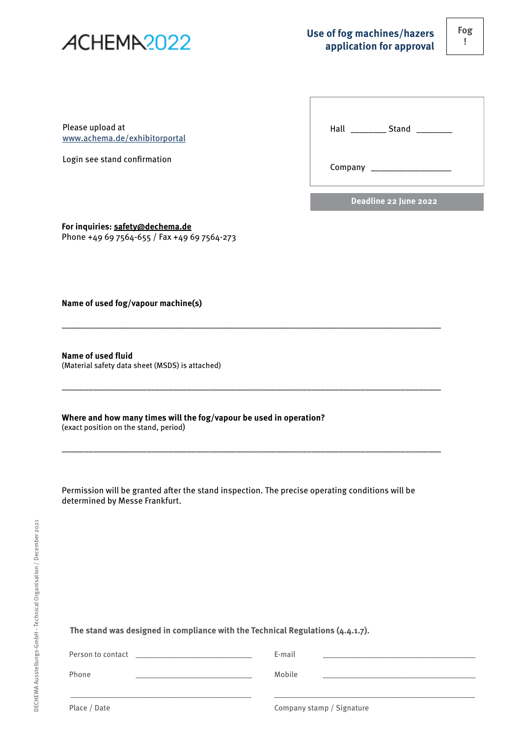ACHEMA2022

# Use of fog machines/hazers application for approval

Fog !

Please upload at
www.achema.de/exhibitorportal

Login see stand confirmation

Hall ________ Stand ________

Company __________________

**Deadline 22 June 2022**

**For inquiries: safety@dechema.de**
Phone +49 69 7564-655 / Fax +49 69 7564-273

**Name of used fog/vapour machine(s)**

_____________________________________________________________________________________

**Name of used fluid**
(Material safety data sheet (MSDS) is attached)

_____________________________________________________________________________________

**Where and how many times will the fog/vapour be used in operation?**
(exact position on the stand, period)

_____________________________________________________________________________________

Permission will be granted after the stand inspection. The precise operating conditions will be determined by Messe Frankfurt.

**The stand was designed in compliance with the Technical Regulations (4.4.1.7).**

Person to contact ___________________________ E-mail ___________________________

Phone ___________________________ Mobile ___________________________

___________________________ ___________________________

Place / Date Company stamp / Signature

DECHEMA Ausstellungs-GmbH - Technical Organisation / December 2021